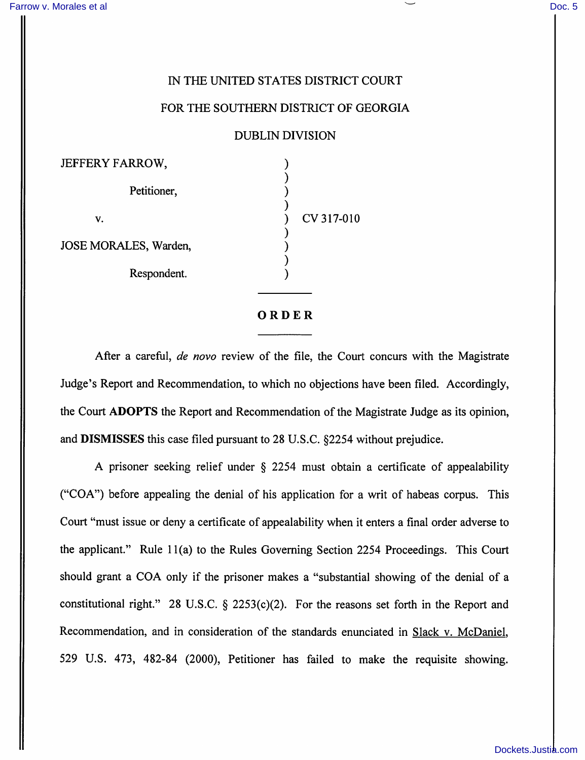IN THE UNITED STATES DISTRICT COURT

FOR THE SOUTHERN DISTRICT OF GEORGIA

DUBLIN DIVISION

| | | |
|---|---|---|
| JEFFERY FARROW, | ) | |
| Petitioner, | ) | |
| v. | ) | CV 317-010 |
| JOSE MORALES, Warden, | ) | |
| Respondent. | ) | |

## ORDER

After a careful, *de novo* review of the file, the Court concurs with the Magistrate Judge's Report and Recommendation, to which no objections have been filed. Accordingly, the Court **ADOPTS** the Report and Recommendation of the Magistrate Judge as its opinion, and **DISMISSES** this case filed pursuant to 28 U.S.C. §2254 without prejudice.

A prisoner seeking relief under § 2254 must obtain a certificate of appealability ("COA") before appealing the denial of his application for a writ of habeas corpus. This Court "must issue or deny a certificate of appealability when it enters a final order adverse to the applicant." Rule 11(a) to the Rules Governing Section 2254 Proceedings. This Court should grant a COA only if the prisoner makes a "substantial showing of the denial of a constitutional right." 28 U.S.C. § 2253(c)(2). For the reasons set forth in the Report and Recommendation, and in consideration of the standards enunciated in Slack v. McDaniel, 529 U.S. 473, 482-84 (2000), Petitioner has failed to make the requisite showing.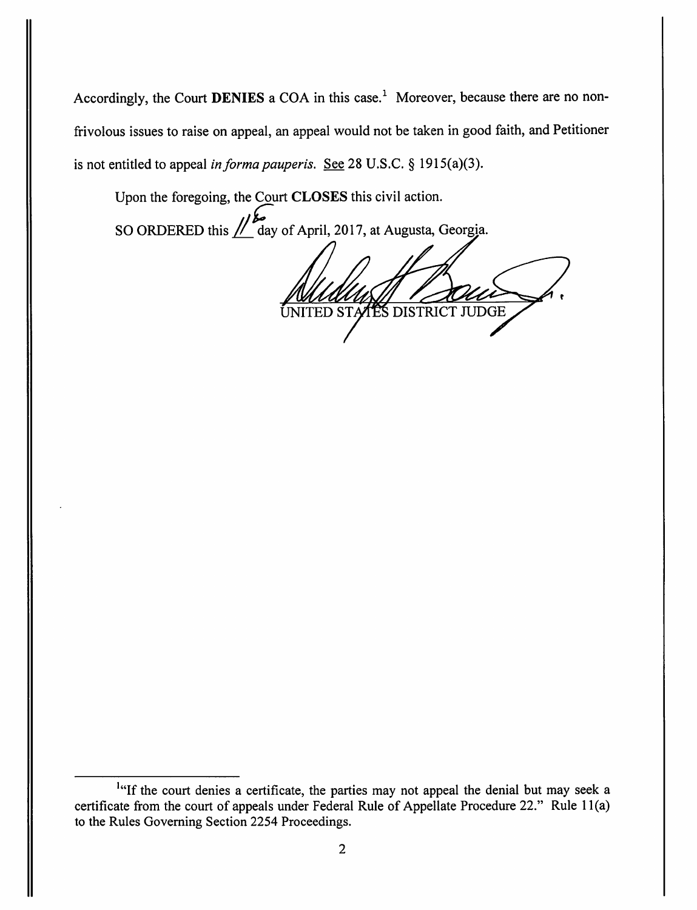Accordingly, the Court **DENIES** a COA in this case.[1] Moreover, because there are no non-frivolous issues to raise on appeal, an appeal would not be taken in good faith, and Petitioner is not entitled to appeal *in forma pauperis*. See 28 U.S.C. § 1915(a)(3).

Upon the foregoing, the Court **CLOSES** this civil action.

SO ORDERED this 11th day of April, 2017, at Augusta, Georgia.

UNITED STATES DISTRICT JUDGE

---

[1]"If the court denies a certificate, the parties may not appeal the denial but may seek a certificate from the court of appeals under Federal Rule of Appellate Procedure 22." Rule 11(a) to the Rules Governing Section 2254 Proceedings.